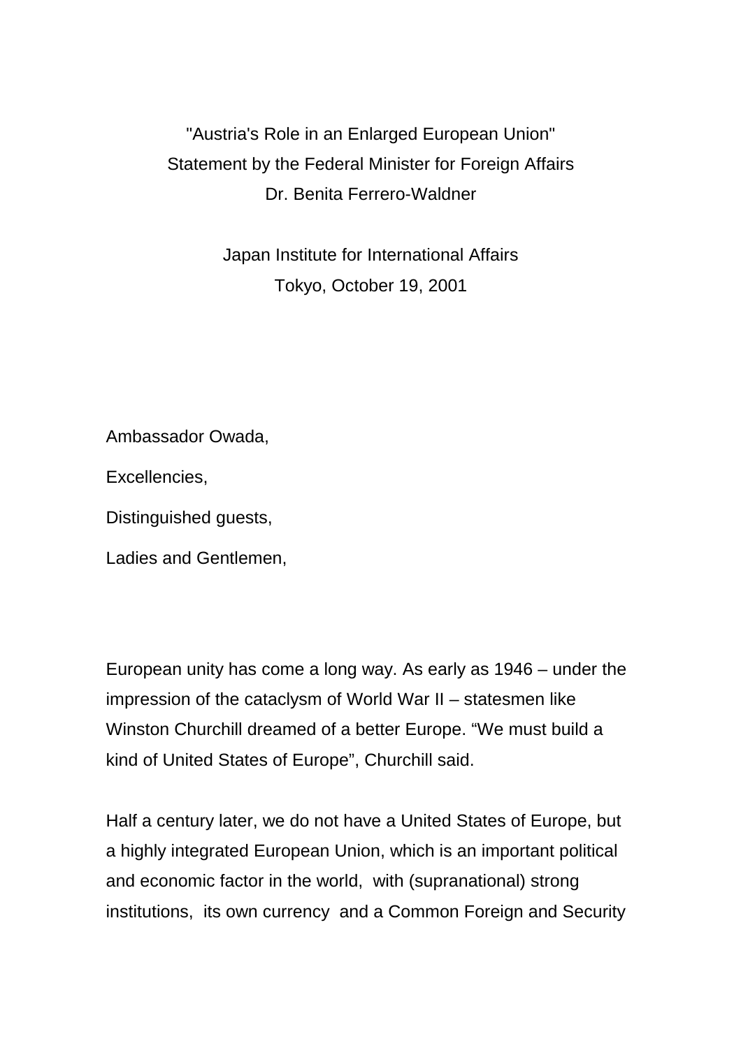"Austria's Role in an Enlarged European Union"

Statement by the Federal Minister for Foreign Affairs

Dr. Benita Ferrero-Waldner

Japan Institute for International Affairs

Tokyo, October 19, 2001

Ambassador Owada,

Excellencies,

Distinguished guests,

Ladies and Gentlemen,

European unity has come a long way. As early as 1946 – under the impression of the cataclysm of World War II – statesmen like Winston Churchill dreamed of a better Europe. "We must build a kind of United States of Europe", Churchill said.

Half a century later, we do not have a United States of Europe, but a highly integrated European Union, which is an important political and economic factor in the world, with (supranational) strong institutions, its own currency and a Common Foreign and Security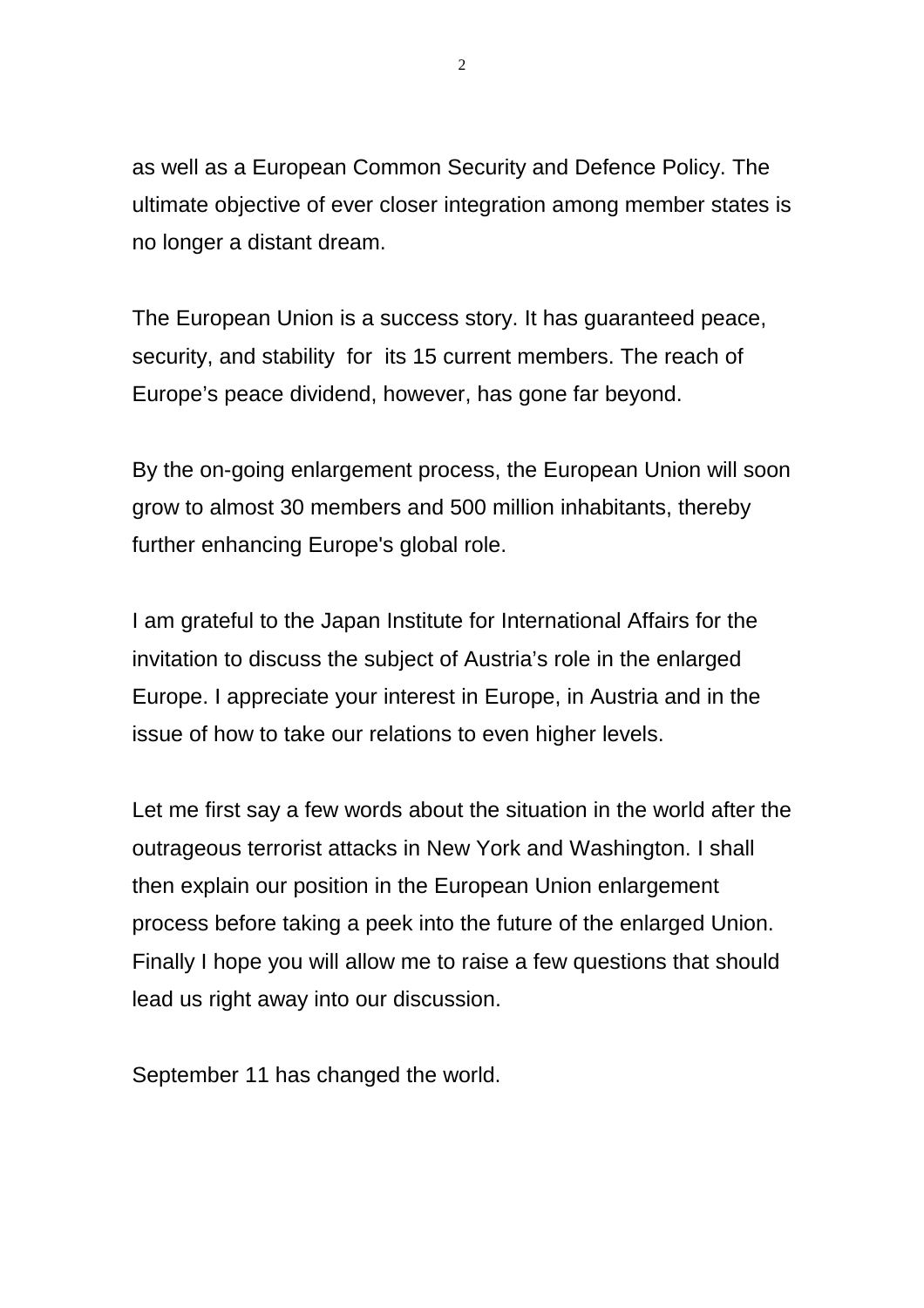as well as a European Common Security and Defence Policy. The ultimate objective of ever closer integration among member states is no longer a distant dream.

The European Union is a success story. It has guaranteed peace, security, and stability for its 15 current members. The reach of Europe's peace dividend, however, has gone far beyond.

By the on-going enlargement process, the European Union will soon grow to almost 30 members and 500 million inhabitants, thereby further enhancing Europe's global role.

I am grateful to the Japan Institute for International Affairs for the invitation to discuss the subject of Austria's role in the enlarged Europe. I appreciate your interest in Europe, in Austria and in the issue of how to take our relations to even higher levels.

Let me first say a few words about the situation in the world after the outrageous terrorist attacks in New York and Washington. I shall then explain our position in the European Union enlargement process before taking a peek into the future of the enlarged Union. Finally I hope you will allow me to raise a few questions that should lead us right away into our discussion.

September 11 has changed the world.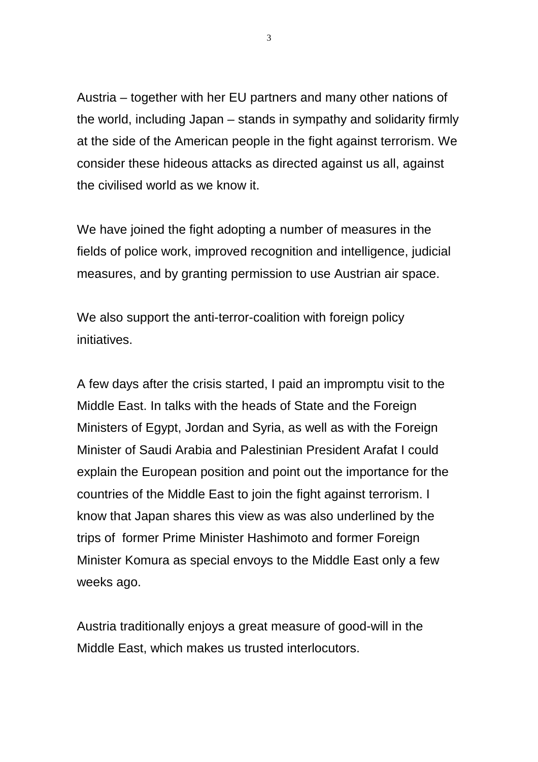Austria – together with her EU partners and many other nations of the world, including Japan – stands in sympathy and solidarity firmly at the side of the American people in the fight against terrorism. We consider these hideous attacks as directed against us all, against the civilised world as we know it.

We have joined the fight adopting a number of measures in the fields of police work, improved recognition and intelligence, judicial measures, and by granting permission to use Austrian air space.

We also support the anti-terror-coalition with foreign policy initiatives.

A few days after the crisis started, I paid an impromptu visit to the Middle East. In talks with the heads of State and the Foreign Ministers of Egypt, Jordan and Syria, as well as with the Foreign Minister of Saudi Arabia and Palestinian President Arafat I could explain the European position and point out the importance for the countries of the Middle East to join the fight against terrorism. I know that Japan shares this view as was also underlined by the trips of former Prime Minister Hashimoto and former Foreign Minister Komura as special envoys to the Middle East only a few weeks ago.

Austria traditionally enjoys a great measure of good-will in the Middle East, which makes us trusted interlocutors.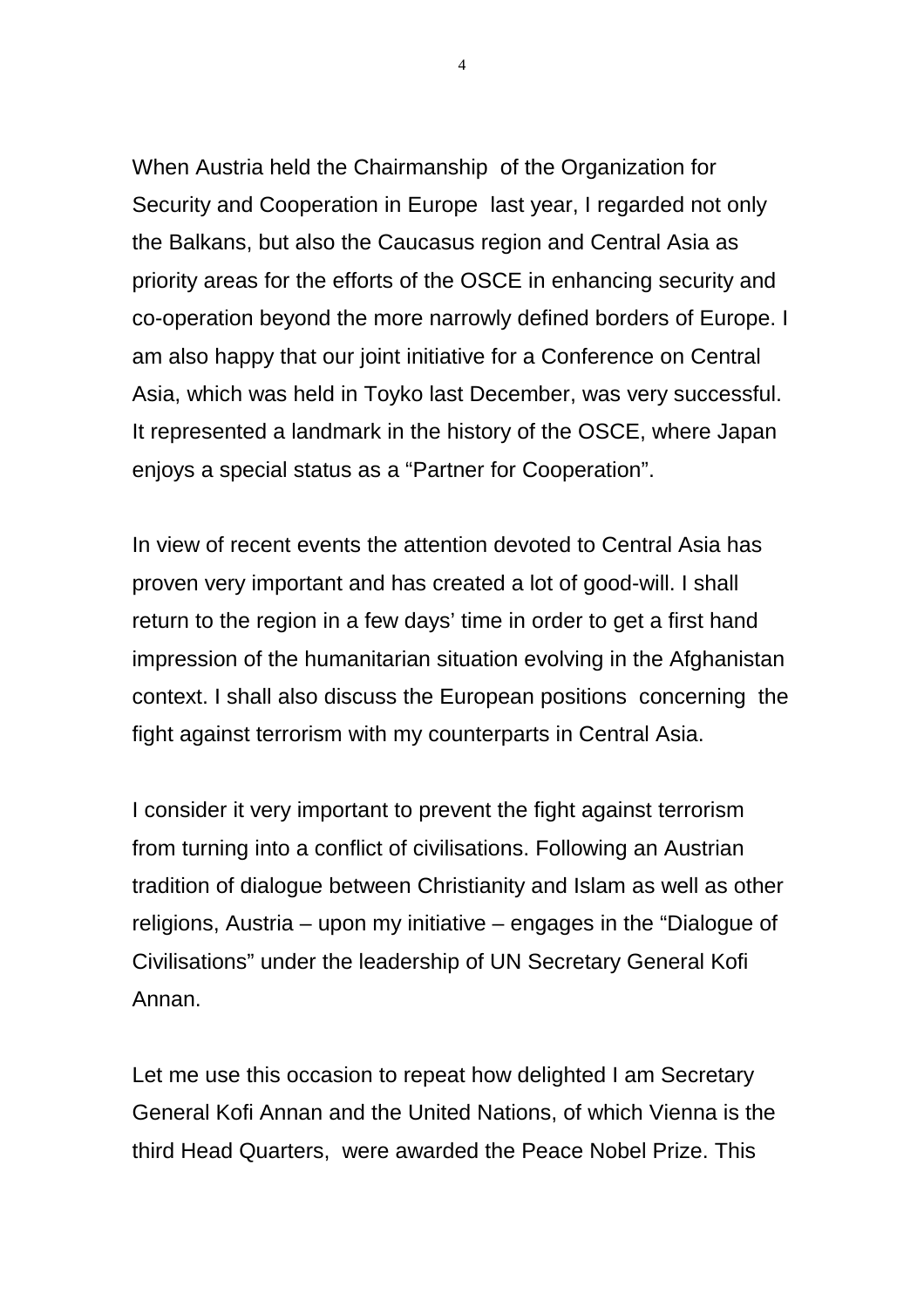When Austria held the Chairmanship of the Organization for Security and Cooperation in Europe last year, I regarded not only the Balkans, but also the Caucasus region and Central Asia as priority areas for the efforts of the OSCE in enhancing security and co-operation beyond the more narrowly defined borders of Europe. I am also happy that our joint initiative for a Conference on Central Asia, which was held in Toyko last December, was very successful. It represented a landmark in the history of the OSCE, where Japan enjoys a special status as a "Partner for Cooperation".

In view of recent events the attention devoted to Central Asia has proven very important and has created a lot of good-will. I shall return to the region in a few days' time in order to get a first hand impression of the humanitarian situation evolving in the Afghanistan context. I shall also discuss the European positions concerning the fight against terrorism with my counterparts in Central Asia.

I consider it very important to prevent the fight against terrorism from turning into a conflict of civilisations. Following an Austrian tradition of dialogue between Christianity and Islam as well as other religions, Austria – upon my initiative – engages in the "Dialogue of Civilisations" under the leadership of UN Secretary General Kofi Annan.

Let me use this occasion to repeat how delighted I am Secretary General Kofi Annan and the United Nations, of which Vienna is the third Head Quarters, were awarded the Peace Nobel Prize. This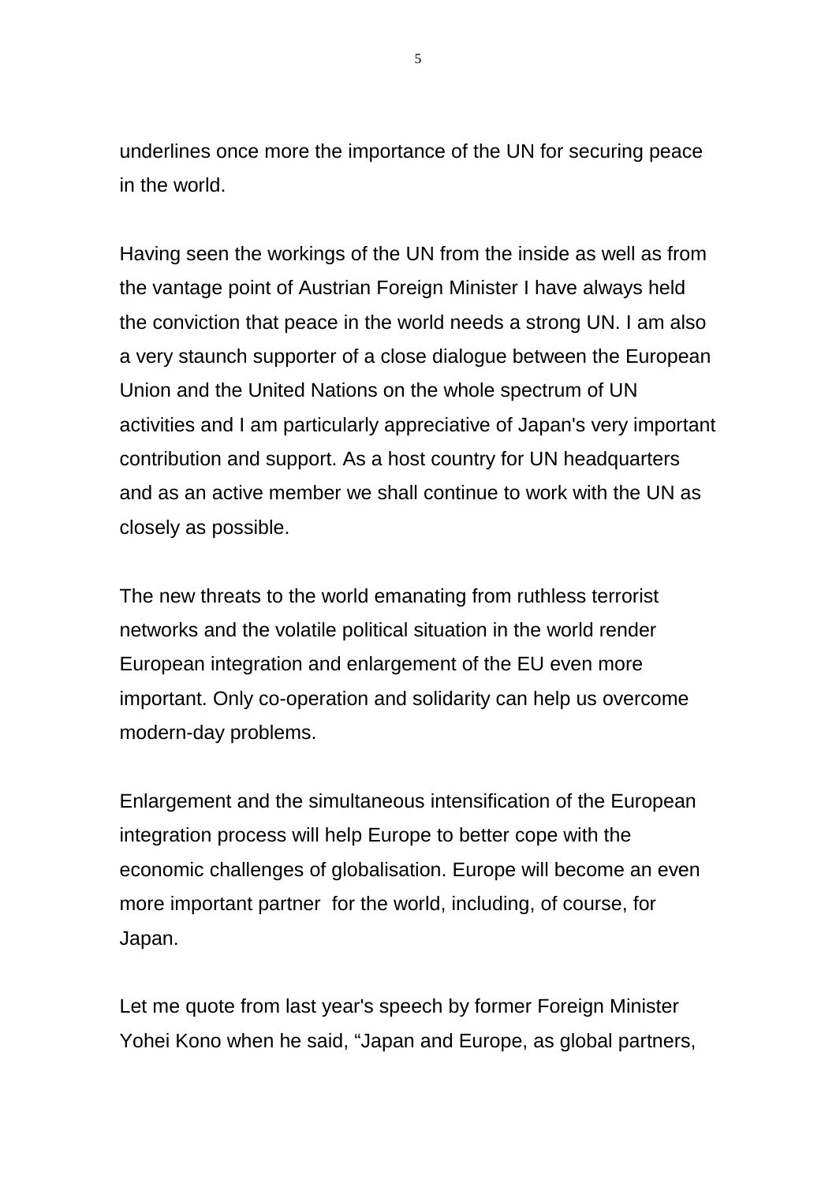underlines once more the importance of the UN for securing peace in the world.

Having seen the workings of the UN from the inside as well as from the vantage point of Austrian Foreign Minister I have always held the conviction that peace in the world needs a strong UN. I am also a very staunch supporter of a close dialogue between the European Union and the United Nations on the whole spectrum of UN activities and I am particularly appreciative of Japan's very important contribution and support. As a host country for UN headquarters and as an active member we shall continue to work with the UN as closely as possible.

The new threats to the world emanating from ruthless terrorist networks and the volatile political situation in the world render European integration and enlargement of the EU even more important. Only co-operation and solidarity can help us overcome modern-day problems.

Enlargement and the simultaneous intensification of the European integration process will help Europe to better cope with the economic challenges of globalisation. Europe will become an even more important partner for the world, including, of course, for Japan.

Let me quote from last year's speech by former Foreign Minister Yohei Kono when he said, “Japan and Europe, as global partners,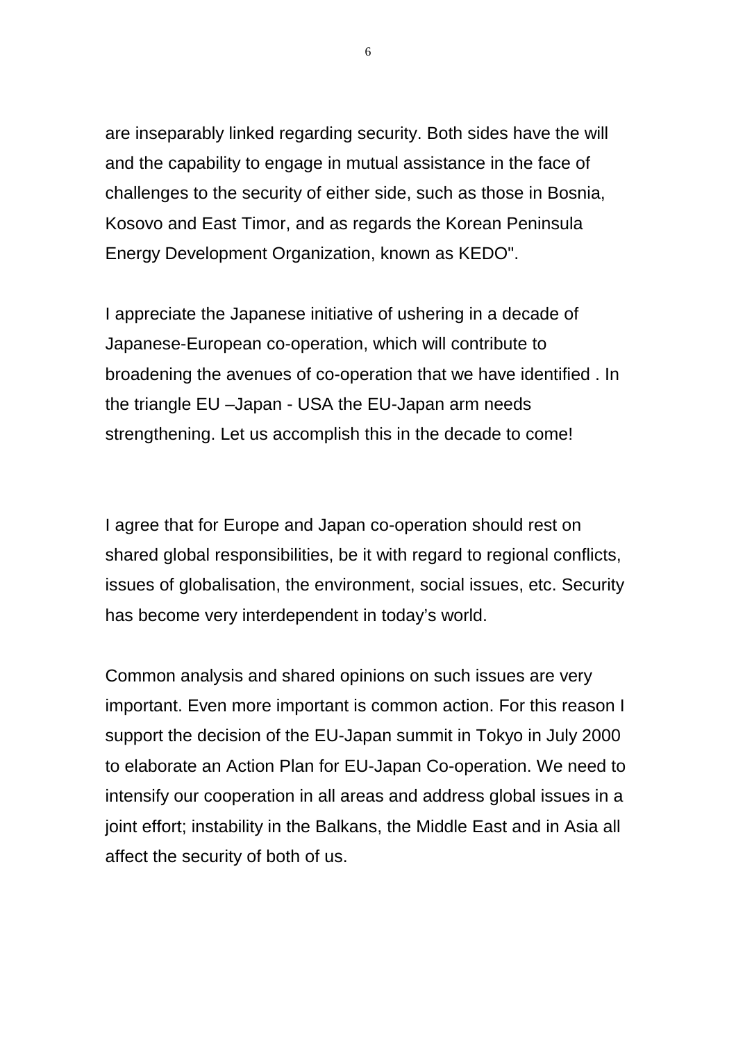are inseparably linked regarding security. Both sides have the will and the capability to engage in mutual assistance in the face of challenges to the security of either side, such as those in Bosnia, Kosovo and East Timor, and as regards the Korean Peninsula Energy Development Organization, known as KEDO".

I appreciate the Japanese initiative of ushering in a decade of Japanese-European co-operation, which will contribute to broadening the avenues of co-operation that we have identified . In the triangle EU –Japan - USA the EU-Japan arm needs strengthening. Let us accomplish this in the decade to come!

I agree that for Europe and Japan co-operation should rest on shared global responsibilities, be it with regard to regional conflicts, issues of globalisation, the environment, social issues, etc. Security has become very interdependent in today's world.

Common analysis and shared opinions on such issues are very important. Even more important is common action. For this reason I support the decision of the EU-Japan summit in Tokyo in July 2000 to elaborate an Action Plan for EU-Japan Co-operation. We need to intensify our cooperation in all areas and address global issues in a joint effort; instability in the Balkans, the Middle East and in Asia all affect the security of both of us.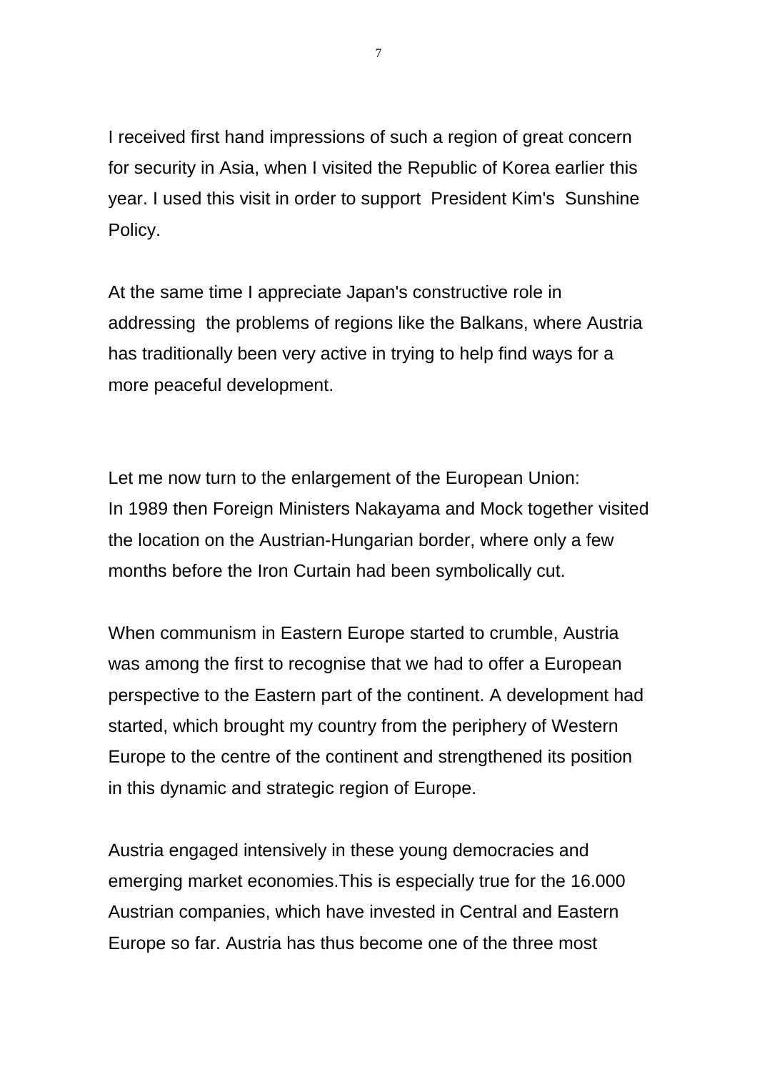I received first hand impressions of such a region of great concern for security in Asia, when I visited the Republic of Korea earlier this year. I used this visit in order to support President Kim's Sunshine Policy.

At the same time I appreciate Japan's constructive role in addressing the problems of regions like the Balkans, where Austria has traditionally been very active in trying to help find ways for a more peaceful development.

Let me now turn to the enlargement of the European Union:
In 1989 then Foreign Ministers Nakayama and Mock together visited the location on the Austrian-Hungarian border, where only a few months before the Iron Curtain had been symbolically cut.

When communism in Eastern Europe started to crumble, Austria was among the first to recognise that we had to offer a European perspective to the Eastern part of the continent. A development had started, which brought my country from the periphery of Western Europe to the centre of the continent and strengthened its position in this dynamic and strategic region of Europe.

Austria engaged intensively in these young democracies and emerging market economies.This is especially true for the 16.000 Austrian companies, which have invested in Central and Eastern Europe so far. Austria has thus become one of the three most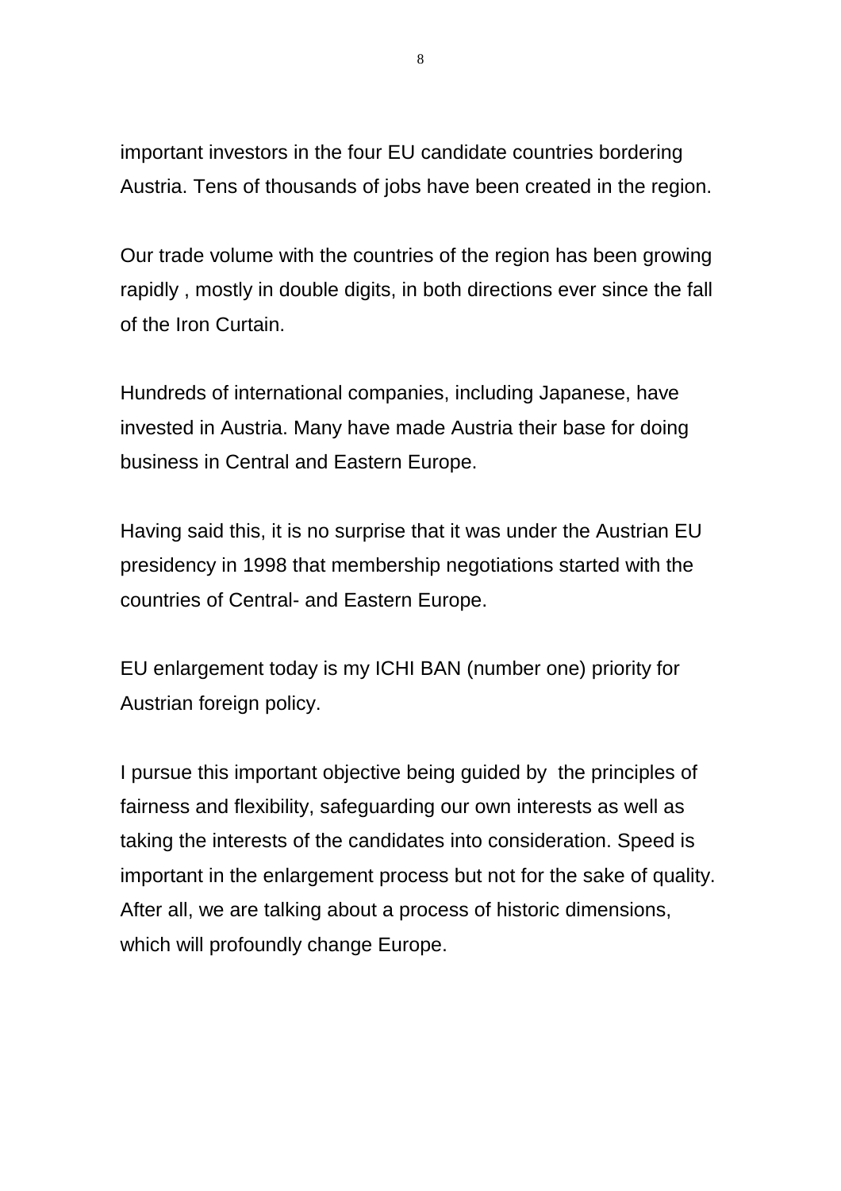important investors in the four EU candidate countries bordering Austria. Tens of thousands of jobs have been created in the region.

Our trade volume with the countries of the region has been growing rapidly , mostly in double digits, in both directions ever since the fall of the Iron Curtain.

Hundreds of international companies, including Japanese, have invested in Austria. Many have made Austria their base for doing business in Central and Eastern Europe.

Having said this, it is no surprise that it was under the Austrian EU presidency in 1998 that membership negotiations started with the countries of Central- and Eastern Europe.

EU enlargement today is my ICHI BAN (number one) priority for Austrian foreign policy.

I pursue this important objective being guided by the principles of fairness and flexibility, safeguarding our own interests as well as taking the interests of the candidates into consideration. Speed is important in the enlargement process but not for the sake of quality. After all, we are talking about a process of historic dimensions, which will profoundly change Europe.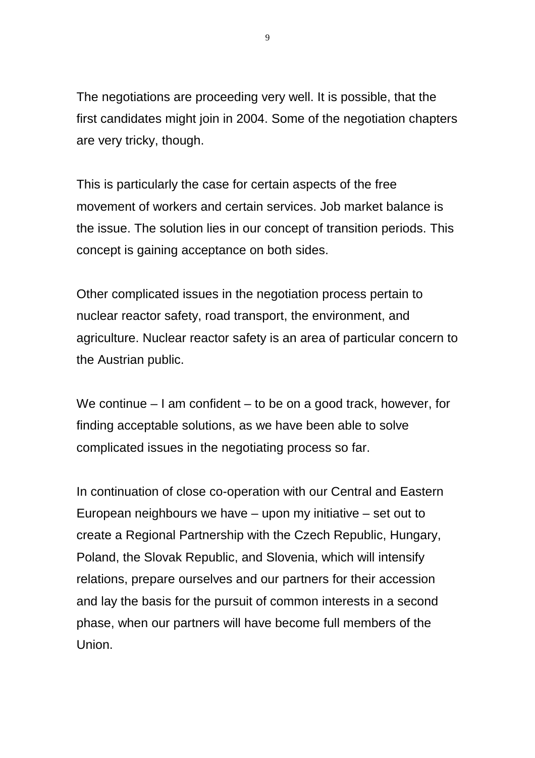The negotiations are proceeding very well. It is possible, that the first candidates might join in 2004. Some of the negotiation chapters are very tricky, though.

This is particularly the case for certain aspects of the free movement of workers and certain services. Job market balance is the issue. The solution lies in our concept of transition periods. This concept is gaining acceptance on both sides.

Other complicated issues in the negotiation process pertain to nuclear reactor safety, road transport, the environment, and agriculture. Nuclear reactor safety is an area of particular concern to the Austrian public.

We continue – I am confident – to be on a good track, however, for finding acceptable solutions, as we have been able to solve complicated issues in the negotiating process so far.

In continuation of close co-operation with our Central and Eastern European neighbours we have – upon my initiative – set out to create a Regional Partnership with the Czech Republic, Hungary, Poland, the Slovak Republic, and Slovenia, which will intensify relations, prepare ourselves and our partners for their accession and lay the basis for the pursuit of common interests in a second phase, when our partners will have become full members of the Union.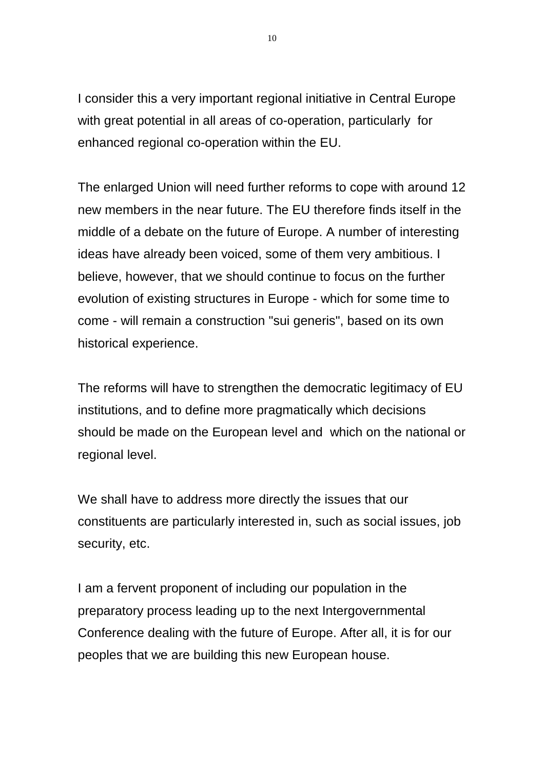I consider this a very important regional initiative in Central Europe with great potential in all areas of co-operation, particularly for enhanced regional co-operation within the EU.

The enlarged Union will need further reforms to cope with around 12 new members in the near future. The EU therefore finds itself in the middle of a debate on the future of Europe. A number of interesting ideas have already been voiced, some of them very ambitious. I believe, however, that we should continue to focus on the further evolution of existing structures in Europe - which for some time to come - will remain a construction "sui generis", based on its own historical experience.

The reforms will have to strengthen the democratic legitimacy of EU institutions, and to define more pragmatically which decisions should be made on the European level and which on the national or regional level.

We shall have to address more directly the issues that our constituents are particularly interested in, such as social issues, job security, etc.

I am a fervent proponent of including our population in the preparatory process leading up to the next Intergovernmental Conference dealing with the future of Europe. After all, it is for our peoples that we are building this new European house.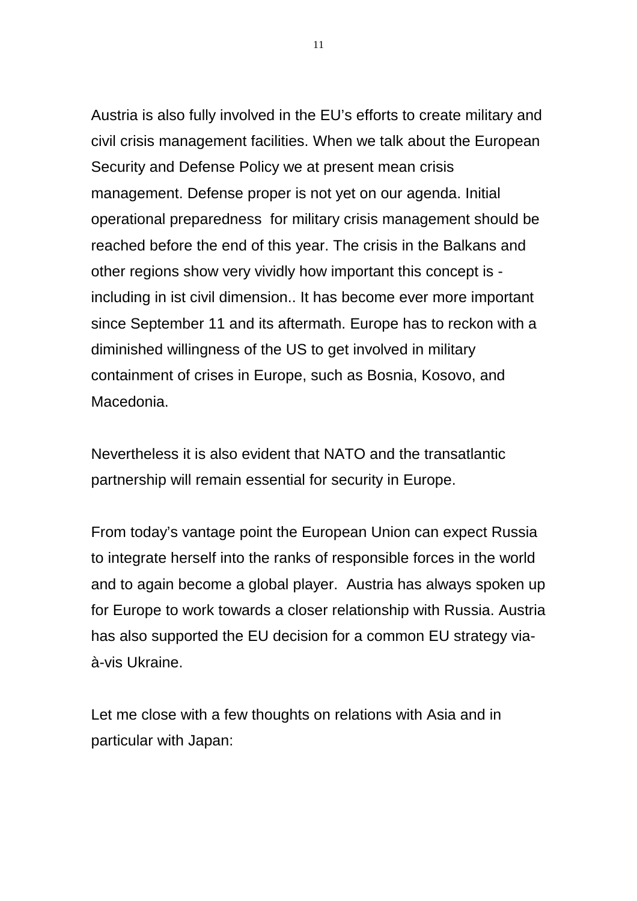Austria is also fully involved in the EU's efforts to create military and civil crisis management facilities. When we talk about the European Security and Defense Policy we at present mean crisis management. Defense proper is not yet on our agenda. Initial operational preparedness  for military crisis management should be reached before the end of this year. The crisis in the Balkans and other regions show very vividly how important this concept is - including in ist civil dimension.. It has become ever more important since September 11 and its aftermath. Europe has to reckon with a diminished willingness of the US to get involved in military containment of crises in Europe, such as Bosnia, Kosovo, and Macedonia.

Nevertheless it is also evident that NATO and the transatlantic partnership will remain essential for security in Europe.

From today's vantage point the European Union can expect Russia to integrate herself into the ranks of responsible forces in the world and to again become a global player.  Austria has always spoken up for Europe to work towards a closer relationship with Russia. Austria has also supported the EU decision for a common EU strategy via-à-vis Ukraine.

Let me close with a few thoughts on relations with Asia and in particular with Japan: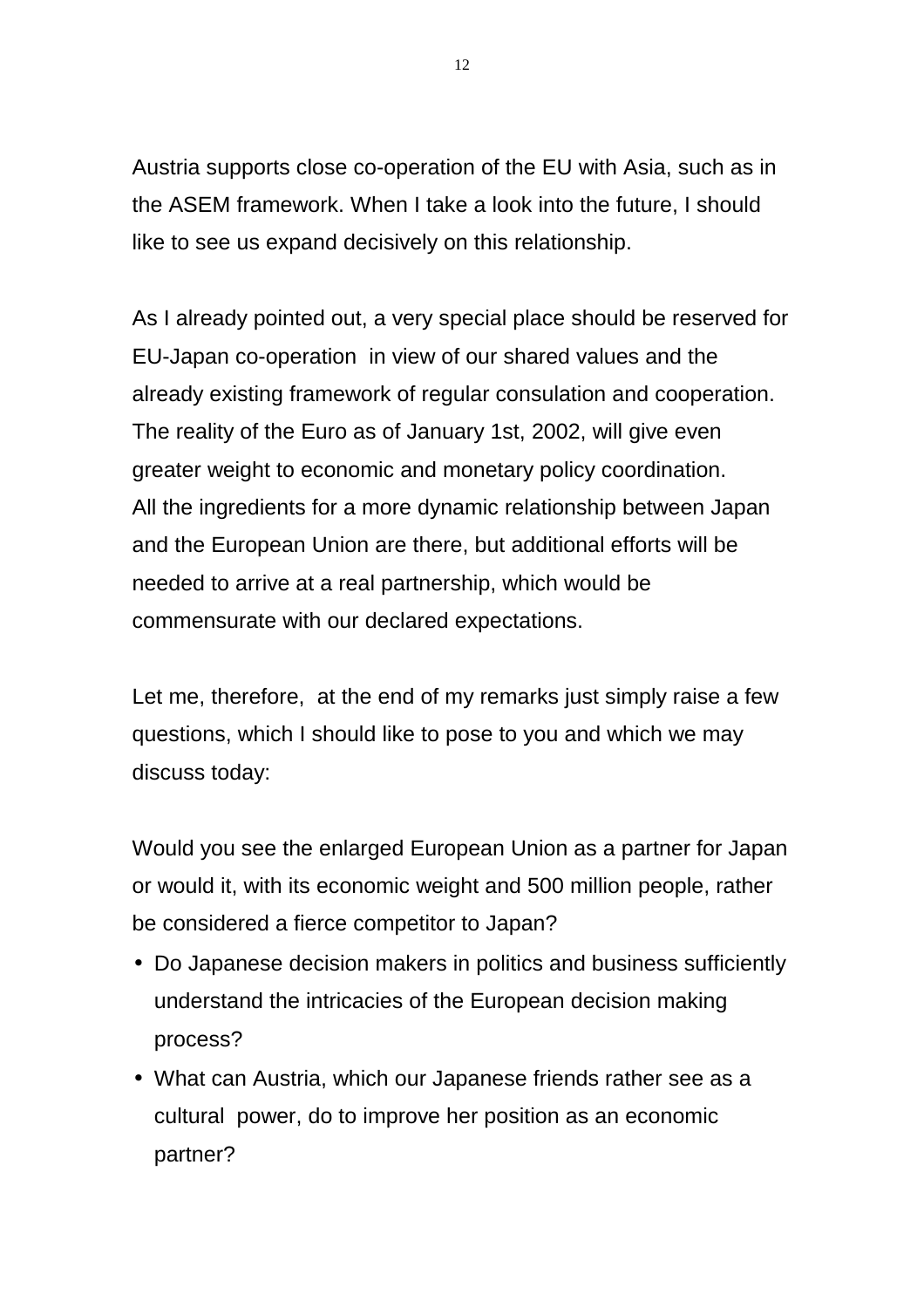Austria supports close co-operation of the EU with Asia, such as in the ASEM framework. When I take a look into the future, I should like to see us expand decisively on this relationship.

As I already pointed out, a very special place should be reserved for EU-Japan co-operation in view of our shared values and the already existing framework of regular consulation and cooperation. The reality of the Euro as of January 1st, 2002, will give even greater weight to economic and monetary policy coordination. All the ingredients for a more dynamic relationship between Japan and the European Union are there, but additional efforts will be needed to arrive at a real partnership, which would be commensurate with our declared expectations.

Let me, therefore, at the end of my remarks just simply raise a few questions, which I should like to pose to you and which we may discuss today:

Would you see the enlarged European Union as a partner for Japan or would it, with its economic weight and 500 million people, rather be considered a fierce competitor to Japan?

- Do Japanese decision makers in politics and business sufficiently understand the intricacies of the European decision making process?
- What can Austria, which our Japanese friends rather see as a cultural power, do to improve her position as an economic partner?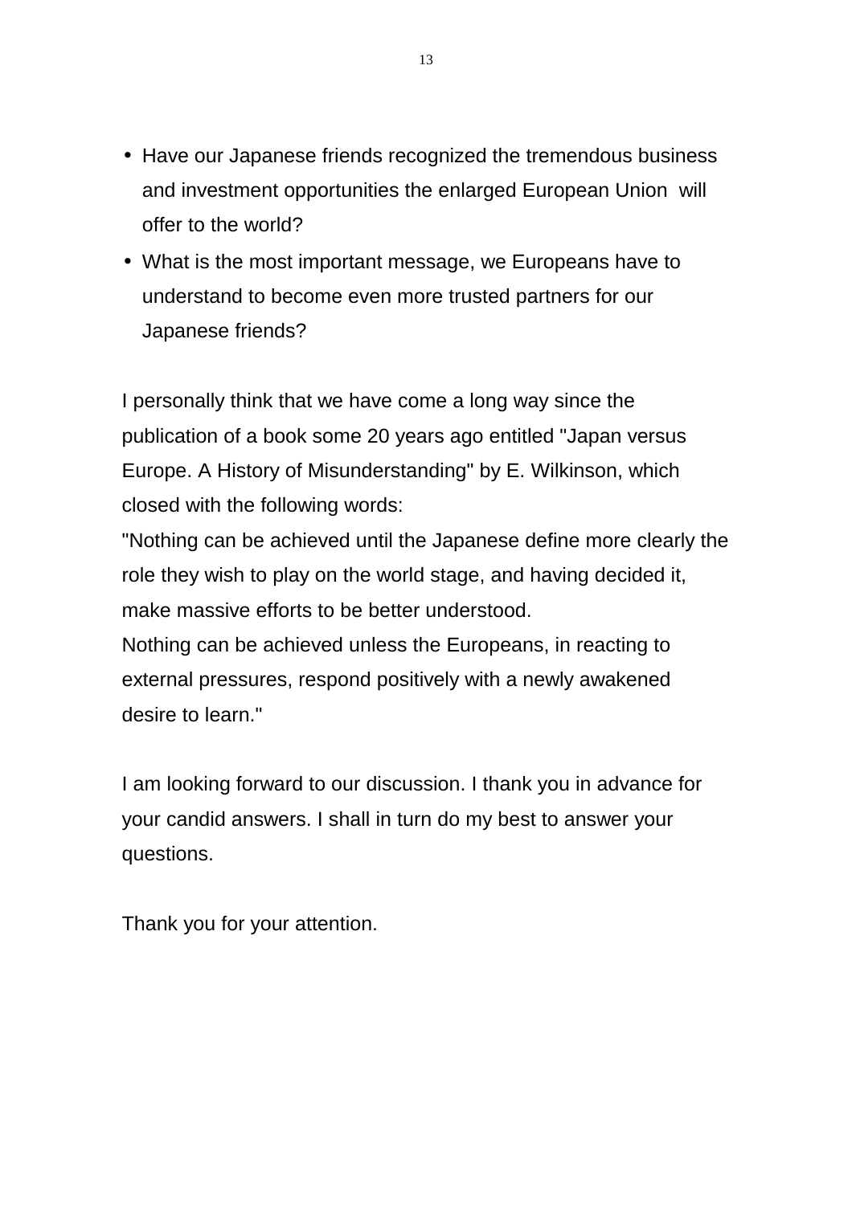- Have our Japanese friends recognized the tremendous business and investment opportunities the enlarged European Union will offer to the world?
- What is the most important message, we Europeans have to understand to become even more trusted partners for our Japanese friends?

I personally think that we have come a long way since the publication of a book some 20 years ago entitled "Japan versus Europe. A History of Misunderstanding" by E. Wilkinson, which closed with the following words:
"Nothing can be achieved until the Japanese define more clearly the role they wish to play on the world stage, and having decided it, make massive efforts to be better understood.
Nothing can be achieved unless the Europeans, in reacting to external pressures, respond positively with a newly awakened desire to learn."

I am looking forward to our discussion. I thank you in advance for your candid answers. I shall in turn do my best to answer your questions.

Thank you for your attention.